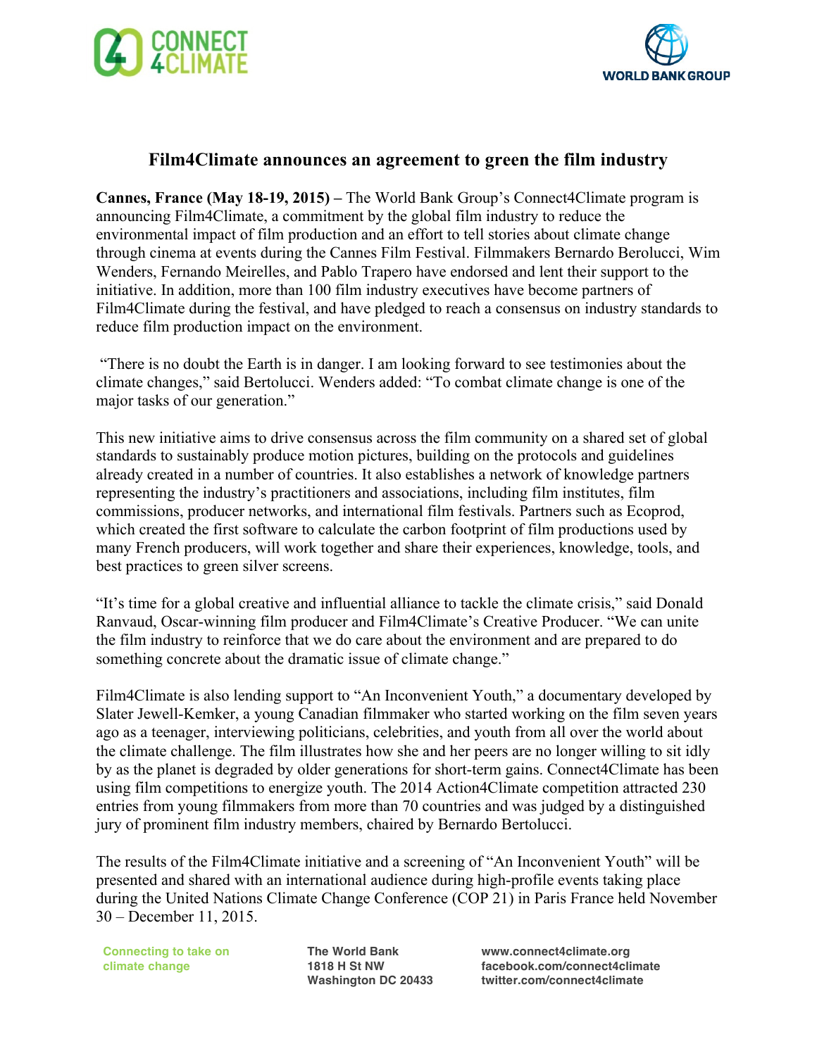# Film4Climate announces an agreement to green the film industry

**Cannes, France (May 18-19, 2015) –** The World Bank Group's Connect4Climate program is announcing Film4Climate, a commitment by the global film industry to reduce the environmental impact of film production and an effort to tell stories about climate change through cinema at events during the Cannes Film Festival. Filmmakers Bernardo Berolucci, Wim Wenders, Fernando Meirelles, and Pablo Trapero have endorsed and lent their support to the initiative. In addition, more than 100 film industry executives have become partners of Film4Climate during the festival, and have pledged to reach a consensus on industry standards to reduce film production impact on the environment.

"There is no doubt the Earth is in danger. I am looking forward to see testimonies about the climate changes," said Bertolucci. Wenders added: "To combat climate change is one of the major tasks of our generation."

This new initiative aims to drive consensus across the film community on a shared set of global standards to sustainably produce motion pictures, building on the protocols and guidelines already created in a number of countries. It also establishes a network of knowledge partners representing the industry's practitioners and associations, including film institutes, film commissions, producer networks, and international film festivals. Partners such as Ecoprod, which created the first software to calculate the carbon footprint of film productions used by many French producers, will work together and share their experiences, knowledge, tools, and best practices to green silver screens.

"It's time for a global creative and influential alliance to tackle the climate crisis," said Donald Ranvaud, Oscar-winning film producer and Film4Climate's Creative Producer. "We can unite the film industry to reinforce that we do care about the environment and are prepared to do something concrete about the dramatic issue of climate change."

Film4Climate is also lending support to "An Inconvenient Youth," a documentary developed by Slater Jewell-Kemker, a young Canadian filmmaker who started working on the film seven years ago as a teenager, interviewing politicians, celebrities, and youth from all over the world about the climate challenge. The film illustrates how she and her peers are no longer willing to sit idly by as the planet is degraded by older generations for short-term gains. Connect4Climate has been using film competitions to energize youth. The 2014 Action4Climate competition attracted 230 entries from young filmmakers from more than 70 countries and was judged by a distinguished jury of prominent film industry members, chaired by Bernardo Bertolucci.

The results of the Film4Climate initiative and a screening of "An Inconvenient Youth" will be presented and shared with an international audience during high-profile events taking place during the United Nations Climate Change Conference (COP 21) in Paris France held November 30 – December 11, 2015.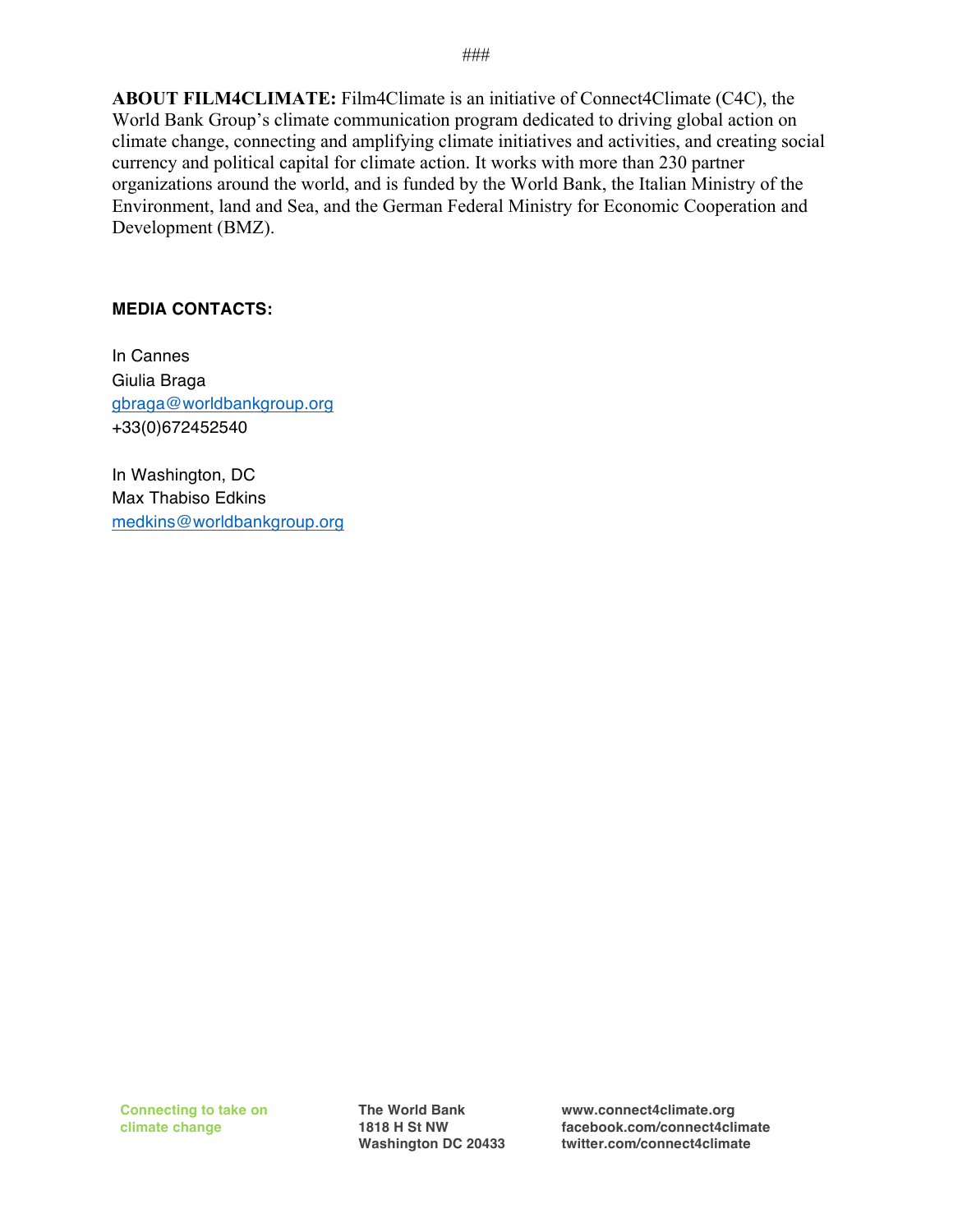###

**ABOUT FILM4CLIMATE:** Film4Climate is an initiative of Connect4Climate (C4C), the World Bank Group's climate communication program dedicated to driving global action on climate change, connecting and amplifying climate initiatives and activities, and creating social currency and political capital for climate action. It works with more than 230 partner organizations around the world, and is funded by the World Bank, the Italian Ministry of the Environment, land and Sea, and the German Federal Ministry for Economic Cooperation and Development (BMZ).

**MEDIA CONTACTS:**

In Cannes
Giulia Braga
gbraga@worldbankgroup.org
+33(0)672452540

In Washington, DC
Max Thabiso Edkins
medkins@worldbankgroup.org

Connecting to take on climate change

The World Bank
1818 H St NW
Washington DC 20433

www.connect4climate.org
facebook.com/connect4climate
twitter.com/connect4climate